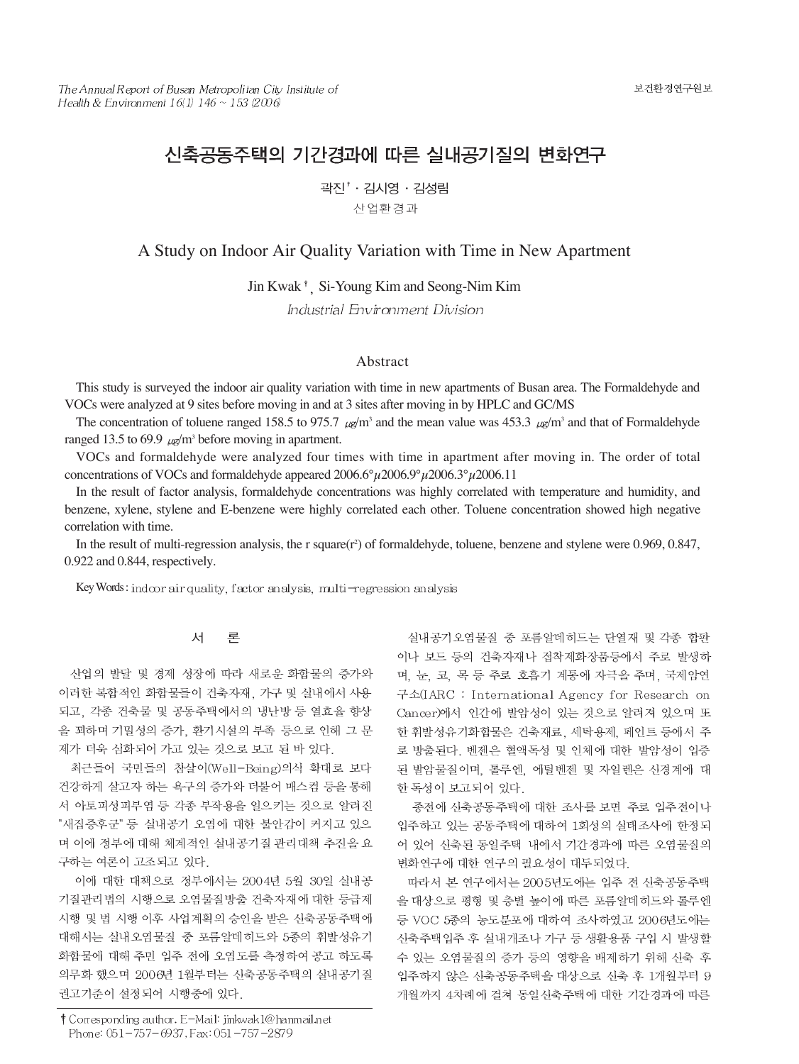# 신축공동주택의 기간경과에 따른 실내공기질의 변화연구

곽진† · 김시영 · 김성림

산업환경과

# A Study on Indoor Air Quality Variation with Time in New Apartment

Jin Kwak†, Si-Young Kim and Seong-Nim Kim

*Industrial Environment Division*

## Abstract

This study is surveyed the indoor air quality variation with time in new apartments of Busan area. The Formaldehyde and VOCs were analyzed at 9 sites before moving in and at 3 sites after moving in by HPLC and GC/MS

The concentration of toluene ranged 158.5 to 975.7 ㎍/m³ and the mean value was 453.3 ㎍/m³ and that of Formaldehyde ranged 13.5 to 69.9 ㎍/m³ before moving in apartment.

VOCs and formaldehyde were analyzed four times with time in apartment after moving in. The order of total concentrations of VOCs and formaldehyde appeared 2006.6°µ2006.9°µ2006.3°µ2006.11

In the result of factor analysis, formaldehyde concentrations was highly correlated with temperature and humidity, and benzene, xylene, stylene and E-benzene were highly correlated each other. Toluene concentration showed high negative correlation with time.

In the result of multi-regression analysis, the r square($r^2$) of formaldehyde, toluene, benzene and stylene were 0.969, 0.847, 0.922 and 0.844, respectively.

Key Words : indoor air quality, factor analysis, multi-regression analysis

## 서 론

산업의 발달 및 경제 성장에 따라 새로운 화합물의 증가와 이러한 복합적인 화합물들이 건축자재, 가구 및 실내에서 사용되고, 각종 건축물 및 공동주택에서의 냉난방 등 열효율 향상을 꾀하며 기밀성의 증가, 환기시설의 부족 등으로 인해 그 문제가 더욱 심화되어 가고 있는 것으로 보고 된 바 있다.

최근들어 국민들의 참살이(Well-Being)의식 확대로 보다 건강하게 살고자 하는 욕구의 증가와 더불어 매스컴 등을 통해서 아토피성피부염 등 각종 부작용을 일으키는 것으로 알려진 "새집증후군" 등 실내공기 오염에 대한 불안감이 커지고 있으며 이에 정부에 대해 체계적인 실내공기질 관리대책 추진을 요구하는 여론이 고조되고 있다.

이에 대한 대책으로 정부에서는 2004년 5월 30일 실내공기질관리법의 시행으로 오염물질방출 건축자재에 대한 등급제 시행 및 법 시행 이후 사업계획의 승인을 받은 신축공동주택에 대해서는 실내오염물질 중 포름알데히드와 5종의 휘발성유기화합물에 대해 주민 입주 전에 오염도를 측정하여 공고 하도록 의무화 했으며 2006년 1월부터는 신축공동주택의 실내공기질 권고기준이 설정되어 시행중에 있다.

실내공기오염물질 중 포름알데히드는 단열재 및 각종 합판이나 보드 등의 건축자재나 접착제화장품등에서 주로 발생하며, 눈, 코, 목 등 주로 호흡기 계통에 자극을 주며, 국제암연구소(IARC : International Agency for Research on Cancer)에서 인간에 발암성이 있는 것으로 알려져 있으며 또한 휘발성유기화합물은 건축재료, 세탁용제, 페인트 등에서 주로 방출된다. 벤젠은 혈액독성 및 인체에 대한 발암성이 입증된 발암물질이며, 톨루엔, 에틸벤젠 및 자일렌은 신경계에 대한 독성이 보고되어 있다.

종전에 신축공동주택에 대한 조사를 보면 주로 입주전이나 입주하고 있는 공동주택에 대하여 1회성의 실태조사에 한정되어 있어 신축된 동일주택 내에서 기간경과에 따른 오염물질의 변화연구에 대한 연구의 필요성이 대두되었다.

따라서 본 연구에서는 2005년도에는 입주 전 신축공동주택을 대상으로 평형 및 층별 높이에 따른 포름알데히드와 톨루엔 등 VOC 5종의 농도분포에 대하여 조사하였고 2006년도에는 신축주택입주 후 실내개조나 가구 등 생활용품 구입 시 발생할 수 있는 오염물질의 증가 등의 영향을 배제하기 위해 신축 후 입주하지 않은 신축공동주택을 대상으로 신축 후 1개월부터 9개월까지 4차례에 걸쳐 동일신축주택에 대한 기간경과에 따른

† Corresponding author. E-Mail: jinkwak1@hanmail.net
Phone: 051-757-6937, Fax: 051-757-2879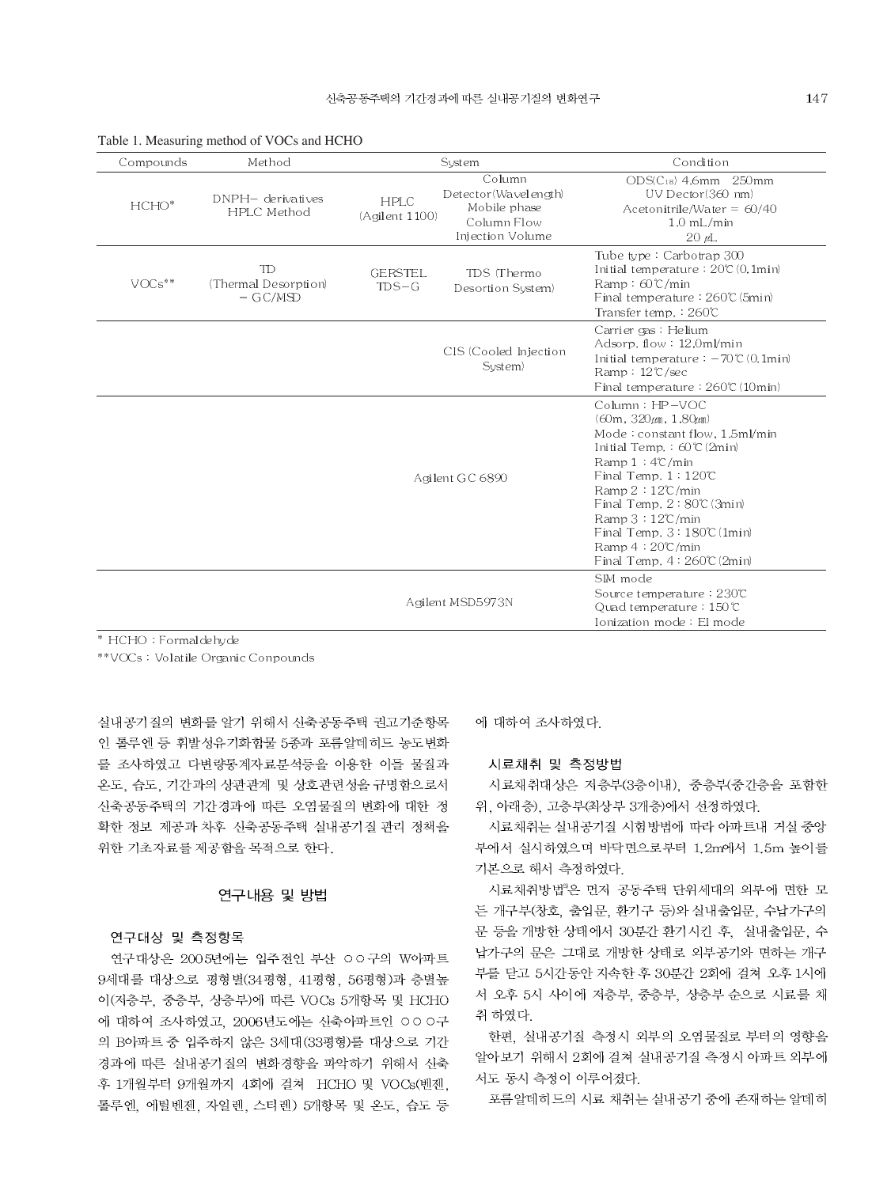Table 1. Measuring method of VOCs and HCHO

| Compounds | Method | System | | Condition |
|---|---|---|---|---|
| HCHO* | DNPH- derivatives HPLC Method | HPLC (Agilent 1100) | Column<br>Detector(Wavelength)<br>Mobile phase<br>Column Flow<br>Injection Volume | ODS($C_{18}$) 4.6mm 250mm<br>UV Dector(360 nm)<br>Acetonitrile/Water = 60/40<br>1.0 mL/min<br>20 μL |
| VOCs** | TD (Thermal Desorption) - GC/MSD | GERSTEL TDS-G | TDS (Thermo Desortion System) | Tube type : Carbotrap 300<br>Initial temperature : 20℃ (0.1min)<br>Ramp : 60℃/min<br>Final temperature : 260℃ (5min)<br>Transfer temp. : 260℃ |
| | | | CIS (Cooled Injection System) | Carrier gas : Helium<br>Adsorp. flow : 12.0ml/min<br>Initial temperature : -70℃ (0.1min)<br>Ramp : 12℃/sec<br>Final temperature : 260℃ (10min) |
| | | Agilent GC 6890 | | Column : HP-VOC<br>(60m, 320㎛, 1.80㎛)<br>Mode : constant flow, 1.5ml/min<br>Initial Temp. : 60℃ (2min)<br>Ramp 1 : 4℃/min<br>Final Temp. 1 : 120℃<br>Ramp 2 : 12℃/min<br>Final Temp. 2 : 80℃ (3min)<br>Ramp 3 : 12℃/min<br>Final Temp. 3 : 180℃ (1min)<br>Ramp 4 : 20℃/min<br>Final Temp. 4 : 260℃ (2min) |
| | | Agilent MSD5973N | | SIM mode<br>Source temperature : 230℃<br>Quad temperature : 150℃<br>Ionization mode : EI mode |

\* HCHO : Formaldehyde

\*\*VOCs : Volatile Organic Conpounds

실내공기질의 변화를 알기 위해서 신축공동주택 권고기준항목인 톨루엔 등 휘발성유기화합물 5종과 포름알데히드 농도변화를 조사하였고 다변량통계자료분석등을 이용한 이들 물질과 온도, 습도, 기간과의 상관관계 및 상호관련성을 규명함으로서 신축공동주택의 기간경과에 따른 오염물질의 변화에 대한 정확한 정보 제공과 차후 신축공동주택 실내공기질 관리 정책을 위한 기초자료를 제공함을 목적으로 한다.

## 연구내용 및 방법

### 연구대상 및 측정항목

연구대상은 2005년에는 입주전인 부산 ○○구의 W아파트 9세대를 대상으로 평형별(34평형, 41평형, 56평형)과 층별높이(저층부, 중층부, 상층부)에 따른 VOCs 5개항목 및 HCHO에 대하여 조사하였고, 2006년도에는 신축아파트인 ○○○구의 B아파트 중 입주하지 않은 3세대(33평형)를 대상으로 기간경과에 따른 실내공기질의 변화경향을 파악하기 위해서 신축 후 1개월부터 9개월까지 4회에 걸쳐 HCHO 및 VOCs(벤젠, 톨루엔, 에틸벤젠, 자일렌, 스티렌) 5개항목 및 온도, 습도 등에 대하여 조사하였다.

### 시료채취 및 측정방법

시료채취대상은 저층부(3층이내), 중층부(중간층을 포함한 위, 아래층), 고층부(최상부 3개층)에서 선정하였다.

시료채취는 실내공기질 시험방법에 따라 아파트내 거실 중앙부에서 실시하였으며 바닥면으로부터 1.2m에서 1.5m 높이를 기본으로 해서 측정하였다.

시료채취방법[9]은 먼저 공동주택 단위세대의 외부에 면한 모든 개구부(창호, 출입문, 환기구 등)와 실내출입문, 수납가구의 문 등을 개방한 상태에서 30분간 환기시킨 후, 실내출입문, 수납가구의 문은 그대로 개방한 상태로 외부공기와 면하는 개구부를 닫고 5시간동안 지속한 후 30분간 2회에 걸쳐 오후 1시에서 오후 5시 사이에 저층부, 중층부, 상층부 순으로 시료를 채취 하였다.

한편, 실내공기질 측정시 외부의 오염물질로 부터의 영향을 알아보기 위해서 2회에 걸쳐 실내공기질 측정시 아파트 외부에서도 동시 측정이 이루어졌다.

포름알데히드의 시료 채취는 실내공기 중에 존재하는 알데히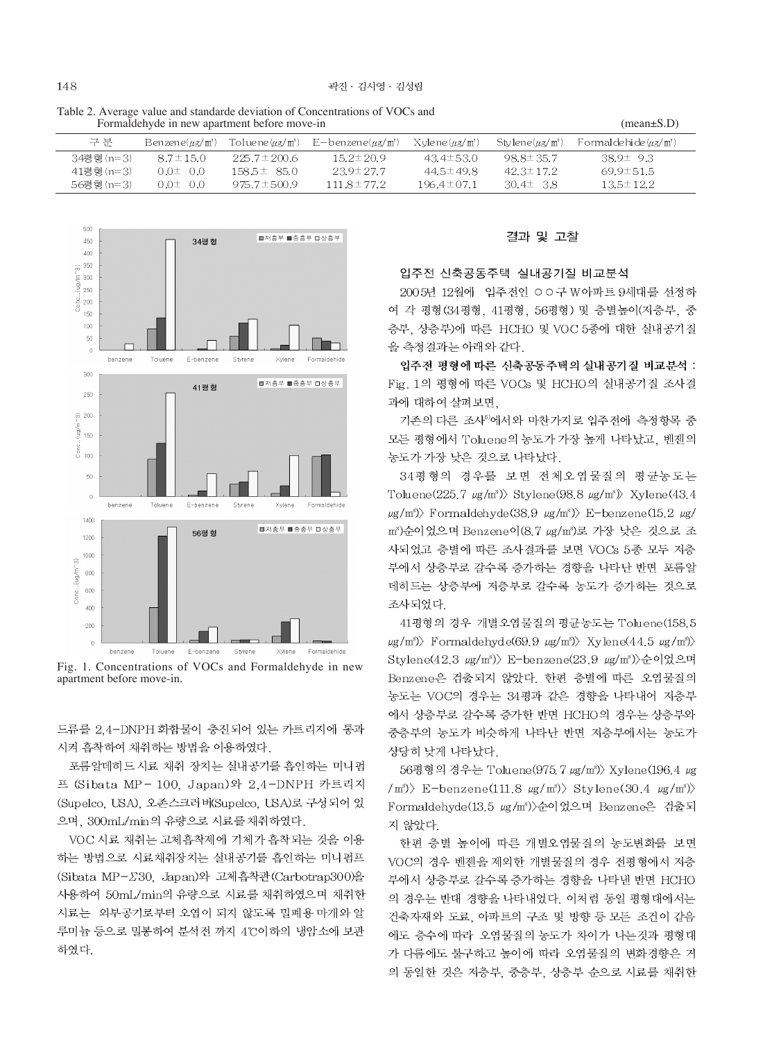Table 2. Average value and standarde deviation of Concentrations of VOCs and Formaldehyde in new apartment before move-in (mean±S.D)

| 구 분 | Benzene(㎍/㎥) | Toluene(㎍/㎥) | E-benzene(㎍/㎥) | Xylene(㎍/㎥) | Stylene(㎍/㎥) | Formaldehide(㎍/㎥) |
|---|---|---|---|---|---|---|
| 34평형(n=3) | 8.7±15.0 | 225.7±200.6 | 15.2±20.9 | 43.4±53.0 | 98.8±35.7 | 38.9± 9.3 |
| 41평형(n=3) | 0.0± 0.0 | 158.5± 85.0 | 23.9±27.7 | 44.5±49.8 | 42.3±17.2 | 69.9±51.5 |
| 56평형(n=3) | 0.0± 0.0 | 975.7±500.9 | 111.8±77.2 | 196.4±07.1 | 30.4± 3.8 | 13.5±12.2 |

Fig. 1. Concentrations of VOCs and Formaldehyde in new apartment before move-in.

드류를 2,4-DNPH화합물이 충진되어 있는 카트리지에 통과시켜 흡착하여 채취하는 방법을 이용하였다.

포름알데히드 시료 채취 장치는 실내공기를 흡인하는 미니펌프 (Sibata MP-100, Japan)와 2,4-DNPH 카트리지 (Supelco, USA), 오존스크러버(Supelco, USA)로 구성되어 있으며, 300mL/min의 유량으로 시료를 채취하였다.

VOC 시료 채취는 고체흡착제에 기체가 흡착되는 것을 이용하는 방법으로 시료채취장치는 실내공기를 흡인하는 미니펌프 (Sibata MP-Σ30, Japan)와 고체흡착관(Carbotrap300)을 사용하여 50mL/min의 유량으로 시료를 채취하였으며 채취한 시료는 외부공기로부터 오염이 되지 않도록 밀폐용 마개와 알루미늄 등으로 밀봉하여 분석전 까지 4℃이하의 냉암소에 보관하였다.

## 결과 및 고찰

### 입주전 신축공동주택 실내공기질 비교분석

2005년 12월에 입주전인 ○○구 W아파트 9세대를 선정하여 각 평형(34평형, 41평형, 56평형) 및 층별높이(저층부, 중층부, 상층부)에 따른 HCHO 및 VOC 5종에 대한 실내공기질을 측정결과는 아래와 같다.

**입주전 평형에 따른 신축공동주택의 실내공기질 비교분석 :** Fig. 1의 평형에 따른 VOCs 및 HCHO의 실내공기질 조사결과에 대하여 살펴보면,

기존의 다른 조사[8]에서와 마찬가지로 입주전에 측정항목 중 모든 평형에서 Toluene의 농도가 가장 높게 나타났고, 벤젠의 농도가 가장 낮은 것으로 나타났다.

34평형의 경우를 보면 전체오염물질의 평균농도는 Toluene(225.7 ㎍/㎥)〉 Stylene(98.8 ㎍/㎥)〉 Xylene(43.4 ㎍/㎥)〉 Formaldehyde(38.9 ㎍/㎥)〉 E-benzene(15.2 ㎍/㎥)순이었으며 Benzene이(8.7 ㎍/㎥)로 가장 낮은 것으로 조사되었고 층별에 따른 조사결과를 보면 VOCs 5종 모두 저층부에서 상층부로 갈수록 증가하는 경향을 나타난 반면 포름알데히드는 상층부에 저층부로 갈수록 농도가 증가하는 것으로 조사되었다.

41평형의 경우 개별오염물질의 평균농도는 Toluene(158.5 ㎍/㎥)〉 Formaldehyde(69.9 ㎍/㎥)〉 Xylene(44.5 ㎍/㎥)〉 Stylene(42.3 ㎍/㎥)〉 E-benzene(23.9 ㎍/㎥)순이었으며 Benzene은 검출되지 않았다. 한편 층별에 따른 오염물질의 농도는 VOC의 경우는 34평과 같은 경향을 나타내어 저층부에서 상층부로 갈수록 증가한 반면 HCHO의 경우는 상층부와 중층부의 농도가 비슷하게 나타난 반면 저층부에서는 농도가 상당히 낮게 나타났다.

56평형의 경우는 Toluene(975.7 ㎍/㎥)〉 Xylene(196.4 ㎍/㎥)〉 E-benzene(111.8 ㎍/㎥)〉 Stylene(30.4 ㎍/㎥)〉 Formaldehyde(13.5 ㎍/㎥)순이었으며 Benzene은 검출되지 않았다.

한편 층별 높이에 따른 개별오염물질의 농도변화를 보면 VOC의 경우 벤젠을 제외한 개별물질의 경우 전평형에서 저층부에서 상층부로 갈수록 증가하는 경향을 나타낸 반면 HCHO의 경우는 반대 경향을 나타내었다. 이처럼 동일 평형대에서는 건축자재와 도료, 아파트의 구조 및 방향 등 모든 조건이 같음에도 층수에 따라 오염물질의 농도가 차이가 나는것과 평형대가 다름에도 불구하고 높이에 따라 오염물질의 변화경향은 거의 동일한 것은 저층부, 중층부, 상층부 순으로 시료를 채취한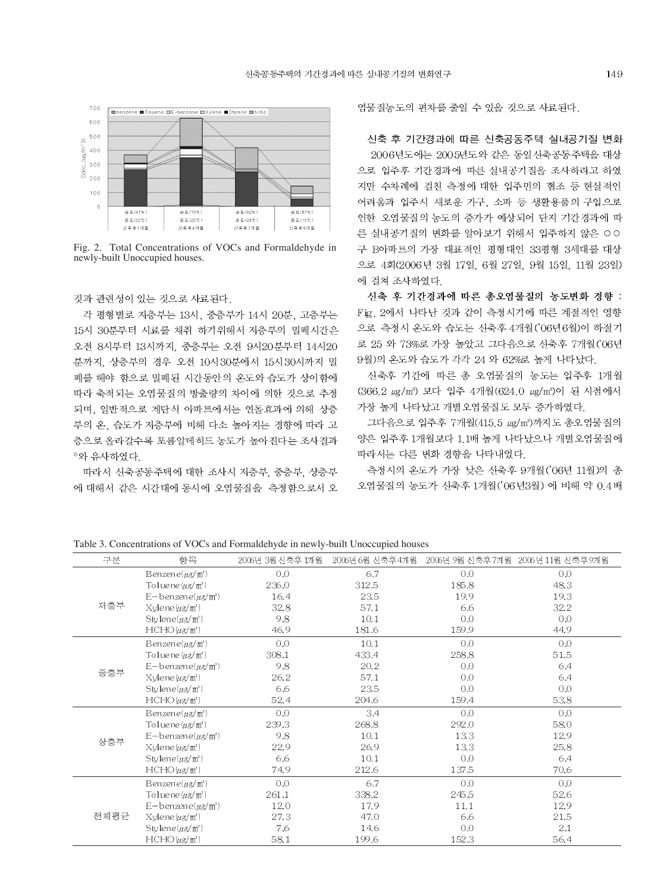Fig. 2. Total Concentrations of VOCs and Formaldehyde in newly-built Unoccupied houses.

것과 관련성이 있는 것으로 사료된다.

각 평형별로 저층부는 13시, 중층부가 14시 20분, 고층부는 15시 30분부터 시료를 채취 하기위해서 저층부의 밀폐시간은 오전 8시부터 13시까지, 중층부는 오전 9시20분부터 14시20분까지, 상층부의 경우 오전 10시30분에서 15시30시까지 밀폐를 해야 함으로 밀폐된 시간동안의 온도와 습도가 상이함에 따라 축적되는 오염물질의 방출량의 차이에 의한 것으로 추정되며, 일반적으로 계단식 아파트에서는 연돌효과에 의해 상층부의 온, 습도가 저층부에 비해 다소 높아지는 경향에 따라 고층으로 올라갈수록 포름알데히드 농도가 높아진다는 조사결과[7]와 유사하였다.

따라서 신축공동주택에 대한 조사시 저층부, 중층부, 상층부에 대해서 같은 시간대에 동시에 오염물질을 측정함으로서 오염물질농도의 편차를 줄일 수 있을 것으로 사료된다.

**신축 후 기간경과에 따른 신축공동주택 실내공기질 변화**

2006년도에는 2005년도와 같은 동일신축공동주택을 대상으로 입주후 기간경과에 따른 실내공기질을 조사하려고 하였지만 수차례에 걸친 측정에 대한 입주민의 협조 등 현실적인 어려움과 입주시 새로운 가구, 소파 등 생활용품의 구입으로 인한 오염물질의 농도의 증가가 예상되어 단지 기간경과에 따른 실내공기질의 변화를 알아보기 위해서 입주하지 않은 ○○구 B아파트의 가장 대표적인 평형대인 33평형 3세대를 대상으로 4회(2006년 3월 17일, 6월 27일, 9월 15일, 11월 23일)에 걸쳐 조사하였다.

**신축 후 기간경과에 따른 총오염물질의 농도변화 경향** : Fig. 2에서 나타난 것과 같이 측정시기에 따른 계절적인 영향으로 측정시 온도와 습도는 신축후 4개월('06년6월)이 하절기로 25 와 73%로 가장 높았고 그다음으로 신축후 7개월('06년 9월)의 온도와 습도가 각각 24 와 62%로 높게 나타났다.

신축후 기간에 따른 총 오염물질의 농도는 입주후 1개월(366.2 $\mu g/m^3$) 보다 입주 4개월(624.0 $\mu g/m^3$)이 된 시점에서 가장 높게 나타났고 개별오염물질도 모두 증가하였다.

그다음으로 입주후 7개월(415.5 $\mu g/m^3$)까지도 총오염물질의 양은 입주후 1개월보다 1.1배 높게 나타났으나 개별오염물질에 따라서는 다른 변화 경향을 나타내었다.

측정시의 온도가 가장 낮은 신축후 9개월('06년 11월)의 총오염물질의 농도가 신축후 1개월('06년3월) 에 비해 약 0.4배

Table 3. Concentrations of VOCs and Formaldehyde in newly-built Unoccupied houses

| 구분 | 항목 | 2006년 3월 신축후 1개월 | 2006년 6월 신축후4개월 | 2006년 9월 신축후7개월 | 2006년 11월 신축후9개월 |
|---|---|---|---|---|---|
| 저층부 | Benzene($\mu g/m^3$) | 0.0 | 6.7 | 0.0 | 0.0 |
| | Toluene($\mu g/m^3$) | 236.0 | 312.5 | 185.8 | 48.3 |
| | E-benzene($\mu g/m^3$) | 16.4 | 23.5 | 19.9 | 19.3 |
| | Xylene($\mu g/m^3$) | 32.8 | 57.1 | 6.6 | 32.2 |
| | Stylene($\mu g/m^3$) | 9.8 | 10.1 | 0.0 | 0.0 |
| | HCHO($\mu g/m^3$) | 46.9 | 181.6 | 159.9 | 44.9 |
| 중층부 | Benzene($\mu g/m^3$) | 0.0 | 10.1 | 0.0 | 0.0 |
| | Toluene($\mu g/m^3$) | 308.1 | 433.4 | 258.8 | 51.5 |
| | E-benzene($\mu g/m^3$) | 9.8 | 20.2 | 0.0 | 6.4 |
| | Xylene($\mu g/m^3$) | 26.2 | 57.1 | 0.0 | 6.4 |
| | Stylene($\mu g/m^3$) | 6.6 | 23.5 | 0.0 | 0.0 |
| | HCHO($\mu g/m^3$) | 52.4 | 204.6 | 159.4 | 53.8 |
| 상층부 | Benzene($\mu g/m^3$) | 0.0 | 3.4 | 0.0 | 0.0 |
| | Toluene($\mu g/m^3$) | 239.3 | 268.8 | 292.0 | 58.0 |
| | E-benzene($\mu g/m^3$) | 9.8 | 10.1 | 13.3 | 12.9 |
| | Xylene($\mu g/m^3$) | 22.9 | 26.9 | 13.3 | 25.8 |
| | Stylene($\mu g/m^3$) | 6.6 | 10.1 | 0.0 | 6.4 |
| | HCHO($\mu g/m^3$) | 74.9 | 212.6 | 137.5 | 70.6 |
| 전체평균 | Benzene($\mu g/m^3$) | 0.0 | 6.7 | 0.0 | 0.0 |
| | Toluene($\mu g/m^3$) | 261.1 | 338.2 | 245.5 | 52.6 |
| | E-benzene($\mu g/m^3$) | 12.0 | 17.9 | 11.1 | 12.9 |
| | Xylene($\mu g/m^3$) | 27.3 | 47.0 | 6.6 | 21.5 |
| | Stylene($\mu g/m^3$) | 7.6 | 14.6 | 0.0 | 2.1 |
| | HCHO($\mu g/m^3$) | 58.1 | 199.6 | 152.3 | 56.4 |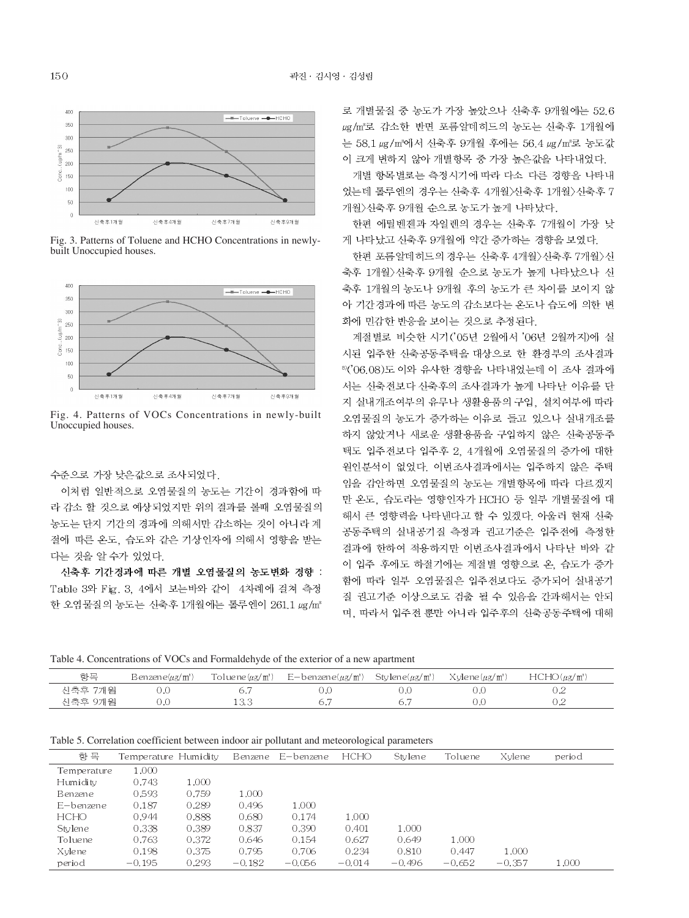Fig. 3. Patterns of Toluene and HCHO Concentrations in newly-built Unoccupied houses.

Fig. 4. Patterns of VOCs Concentrations in newly-built Unoccupied houses.

수준으로 가장 낮은값으로 조사되었다.

이처럼 일반적으로 오염물질의 농도는 기간이 경과함에 따라 감소 할 것으로 예상되었지만 위의 결과를 볼때 오염물질의 농도는 단지 기간의 경과에 의해서만 감소하는 것이 아니라 계절에 따른 온도, 습도와 같은 기상인자에 의해서 영향을 받는다는 것을 알 수가 있었다.

**신축후 기간경과에 따른 개별 오염물질의 농도변화 경향** : Table 3와 Fig. 3, 4에서 보는바와 같이 4차례에 걸쳐 측정한 오염물질의 농도는 신축후 1개월에는 톨루엔이 261.1 ㎍/㎥로 개별물질 중 농도가 가장 높았으나 신축후 9개월에는 52.6 ㎍/㎥로 감소한 반면 포름알데히드의 농도는 신축후 1개월에는 58.1 ㎍/㎥에서 신축후 9개월 후에는 56.4 ㎍/㎥로 농도값이 크게 변하지 않아 개별항목 중 가장 높은값을 나타내었다.

개별 항목별로는 측정시기에 따라 다소 다른 경향을 나타내었는데 톨루엔의 경우는 신축후 4개월>신축후 1개월>신축후 7개월>신축후 9개월 순으로 농도가 높게 나타났다.

한편 에틸벤젠과 자일렌의 경우는 신축후 7개월이 가장 낮게 나타났고 신축후 9개월에 약간 증가하는 경향을 보였다.

한편 포름알데히드의 경우는 신축후 4개월>신축후 7개월>신축후 1개월>신축후 9개월 순으로 농도가 높게 나타났으나 신축후 1개월의 농도나 9개월 후의 농도가 큰 차이를 보이지 않아 기간경과에 따른 농도의 감소보다는 온도나 습도에 의한 변화에 민감한 반응을 보이는 것으로 추정된다.

계절별로 비슷한 시기('05년 2월에서 '06년 2월까지)에 실시된 입주한 신축공동주택을 대상으로 한 환경부의 조사결과[8]('06.08)도 이와 유사한 경향을 나타내었는데 이 조사 결과에서는 신축전보다 신축후의 조사결과가 높게 나타난 이유를 단지 실내개조여부의 유무나 생활용품의 구입, 설치여부에 따라 오염물질의 농도가 증가하는 이유로 들고 있으나 실내개조를 하지 않았거나 새로운 생활용품을 구입하지 않은 신축공동주택도 입주전보다 입주후 2, 4개월에 오염물질의 증가에 대한 원인분석이 없었다. 이번조사결과에서는 입주하지 않은 주택임을 감안하면 오염물질의 농도는 개별항목에 따라 다르겠지만 온도, 습도라는 영향인자가 HCHO 등 일부 개별물질에 대해서 큰 영향력을 나타낸다고 할 수 있겠다. 아울러 현재 신축공동주택의 실내공기질 측정과 권고기준은 입주전에 측정한 결과에 한하여 적용하지만 이번조사결과에서 나타난 바와 같이 입주 후에도 하절기에는 계절별 영향으로 온, 습도가 증가함에 따라 일부 오염물질은 입주전보다도 증가되어 실내공기질 권고기준 이상으로도 검출 될 수 있음을 간과해서는 안되며, 따라서 입주전 뿐만 아니라 입주후의 신축공동주택에 대해

Table 4. Concentrations of VOCs and Formaldehyde of the exterior of a new apartment

| 항목 | Benzene(㎍/㎥) | Toluene(㎍/㎥) | E-benzene(㎍/㎥) | Stylene(㎍/㎥) | Xylene(㎍/㎥) | HCHO(㎍/㎥) |
|---|---|---|---|---|---|---|
| 신축후 7개월 | 0.0 | 6.7 | 0.0 | 0.0 | 0.0 | 0.2 |
| 신축후 9개월 | 0.0 | 13.3 | 6.7 | 6.7 | 0.0 | 0.2 |

Table 5. Correlation coefficient between indoor air pollutant and meteorological parameters

| 항 목 | Temperature | Humidity | Benzene | E-benzene | HCHO | Stylene | Toluene | Xylene | period |
|---|---|---|---|---|---|---|---|---|---|
| Temperature | 1.000 | | | | | | | | |
| Humidity | 0.743 | 1.000 | | | | | | | |
| Benzene | 0.593 | 0.759 | 1.000 | | | | | | |
| E-benzene | 0.187 | 0.289 | 0.496 | 1.000 | | | | | |
| HCHO | 0.944 | 0.888 | 0.680 | 0.174 | 1.000 | | | | |
| Stylene | 0.338 | 0.389 | 0.837 | 0.390 | 0.401 | 1.000 | | | |
| Toluene | 0.763 | 0.372 | 0.646 | 0.154 | 0.627 | 0.649 | 1.000 | | |
| Xylene | 0.198 | 0.375 | 0.795 | 0.706 | 0.234 | 0.810 | 0.447 | 1.000 | |
| period | −0.195 | 0.293 | −0.182 | −0.056 | −0.014 | −0.496 | −0.652 | −0.357 | 1.000 |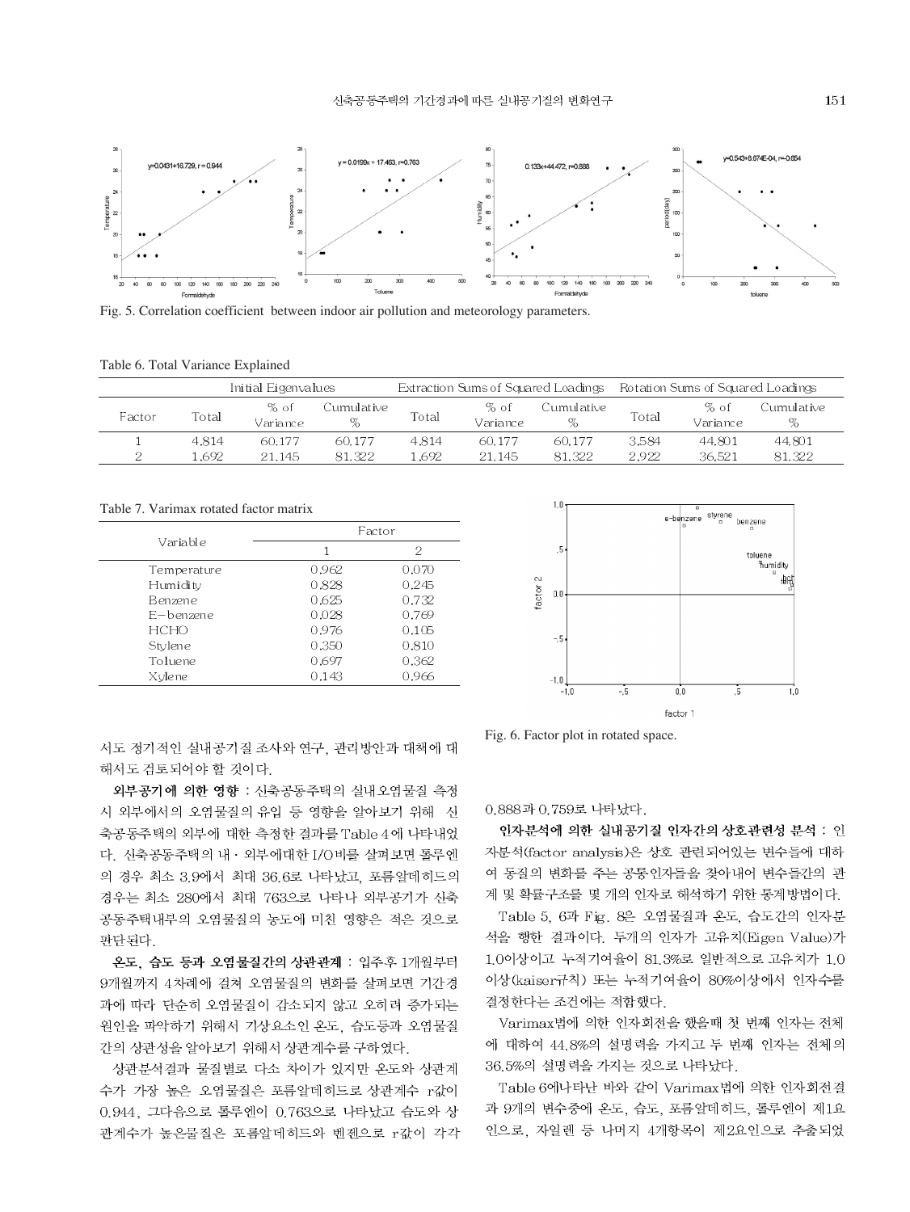Fig. 5. Correlation coefficient between indoor air pollution and meteorology parameters.

Table 6. Total Variance Explained

| Factor | Initial Eigenvalues | | | Extraction Sums of Squared Loadings | | | Rotation Sums of Squared Loadings | | |
|---|---|---|---|---|---|---|---|---|---|
| | Total | % of Variance | Cumulative % | Total | % of Variance | Cumulative % | Total | % of Variance | Cumulative % |
| 1 | 4.814 | 60.177 | 60.177 | 4.814 | 60.177 | 60.177 | 3.584 | 44.801 | 44.801 |
| 2 | 1.692 | 21.145 | 81.322 | 1.692 | 21.145 | 81.322 | 2.922 | 36.521 | 81.322 |

Table 7. Varimax rotated factor matrix

| Variable | Factor | |
|---|---|---|
| | 1 | 2 |
| Temperature | 0.962 | 0.070 |
| Humidity | 0.828 | 0.245 |
| Benzene | 0.625 | 0.732 |
| E−benzene | 0.028 | 0.769 |
| HCHO | 0.976 | 0.105 |
| Stylene | 0.350 | 0.810 |
| Toluene | 0.697 | 0.362 |
| Xylene | 0.143 | 0.966 |

Fig. 6. Factor plot in rotated space.

서도 정기적인 실내공기질 조사와 연구, 관리방안과 대책에 대해서도 검토되어야 할 것이다.

**외부공기에 의한 영향** : 신축공동주택의 실내오염물질 측정시 외부에서의 오염물질의 유입 등 영향을 알아보기 위해 신축공동주택의 외부에 대한 측정한 결과를 Table 4에 나타내었다. 신축공동주택의 내·외부에대한 I/O비를 살펴보면 톨루엔의 경우 최소 3.9에서 최대 36.6로 나타났고, 포름알데히드의 경우는 최소 280에서 최대 763으로 나타나 외부공기가 신축공동주택내부의 오염물질의 농도에 미친 영향은 적은 것으로 판단된다.

**온도, 습도 등과 오염물질간의 상관관계** : 입주후 1개월부터 9개월까지 4차례에 걸쳐 오염물질의 변화를 살펴보면 기간경과에 따라 단순히 오염물질이 감소되지 않고 오히려 증가되는 원인을 파악하기 위해서 기상요소인 온도, 습도등과 오염물질간의 상관성을 알아보기 위해서 상관계수를 구하였다.

상관분석결과 물질별로 다소 차이가 있지만 온도와 상관계수가 가장 높은 오염물질은 포름알데히드로 상관계수 r값이 0.944, 그다음으로 톨루엔이 0.763으로 나타났고 습도와 상관계수가 높은물질은 포름알데히드와 벤젠으로 r값이 각각 0.888과 0.759로 나타났다.

**인자분석에 의한 실내공기질 인자간의 상호관련성 분석** : 인자분석(factor analysis)은 상호 관련되어있는 변수들에 대하여 동질의 변화를 주는 공통인자들을 찾아내어 변수들간의 관계 및 확률구조를 몇 개의 인자로 해석하기 위한 통계방법이다.

Table 5, 6과 Fig. 8은 오염물질과 온도, 습도간의 인자분석을 행한 결과이다. 두개의 인자가 고유치(Eigen Value)가 1.0이상이고 누적기여율이 81.3%로 일반적으로 고유치가 1.0 이상(kaiser규칙) 또는 누적기여율이 80%이상에서 인자수를 결정한다는 조건에는 적합했다.

Varimax법에 의한 인자회전을 했을때 첫 번째 인자는 전체에 대하여 44.8%의 설명력을 가지고 두 번째 인자는 전체의 36.5%의 설명력을 가지는 것으로 나타났다.

Table 6에나타난 바와 같이 Varimax법에 의한 인자회전결과 9개의 변수중에 온도, 습도, 포름알데히드, 톨루엔이 제1요인으로, 자일렌 등 나머지 4개항목이 제2요인으로 추출되었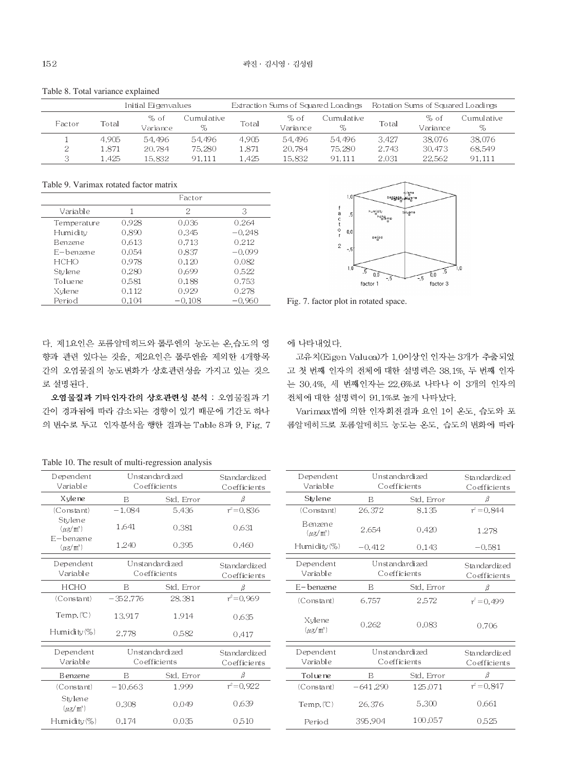Table 8. Total variance explained

| Factor | Initial Eigenvalues | | | Extraction Sums of Squared Loadings | | | Rotation Sums of Squared Loadings | | |
|---|---|---|---|---|---|---|---|---|---|
| | Total | % of Variance | Cumulative % | Total | % of Variance | Cumulative % | Total | % of Variance | Cumulative % |
| 1 | 4.905 | 54.496 | 54.496 | 4.905 | 54.496 | 54.496 | 3.427 | 38.076 | 38.076 |
| 2 | 1.871 | 20.784 | 75.280 | 1.871 | 20.784 | 75.280 | 2.743 | 30.473 | 68.549 |
| 3 | 1.425 | 15.832 | 91.111 | 1.425 | 15.832 | 91.111 | 2.031 | 22.562 | 91.111 |

Table 9. Varimax rotated factor matrix

| Variable | Factor 1 | Factor 2 | Factor 3 |
|---|---|---|---|
| Temperature | 0.928 | 0.036 | 0.264 |
| Humidity | 0.890 | 0.345 | −0.248 |
| Benzene | 0.613 | 0.713 | 0.212 |
| E−benzene | 0.054 | 0.837 | −0.099 |
| HCHO | 0.978 | 0.120 | 0.082 |
| Stylene | 0.280 | 0.699 | 0.522 |
| Toluene | 0.581 | 0.188 | 0.753 |
| Xylene | 0.112 | 0.929 | 0.278 |
| Period | 0.104 | −0.108 | −0.960 |

Fig. 7. factor plot in rotated space.

다. 제1요인은 포름알데히드와 톨루엔의 농도는 온,습도의 영향과 관련 있다는 것을, 제2요인은 톨루엔을 제외한 4개항목간의 오염물질의 농도변화가 상호관련성을 가지고 있는 것으로 설명된다.

**오염물질과 기타인자간의 상호관련성 분석** : 오염물질과 기간이 경과됨에 따라 감소되는 경향이 있기 때문에 기간도 하나의 변수로 두고 인자분석을 행한 결과는 Table 8과 9, Fig. 7에 나타내었다.

고유치(Eigen Valuea)가 1.0이상인 인자는 3개가 추출되었고 첫 번째 인자의 전체에 대한 설명력은 38.1%, 두 번째 인자는 30.4%, 세 번째인자는 22.6%로 나타나 이 3개의 인자의 전체에 대한 설명력이 91.1%로 높게 나타났다.

Varimax법에 의한 인자회전결과 요인 1이 온도, 습도와 포름알데히드로 포름알데히드 농도는 온도, 습도의 변화에 따라

Table 10. The result of multi-regression analysis

| Dependent Variable | Unstandardized Coefficients | | Standardized Coefficients |
|---|---|---|---|
| Xylene | B | Std. Error | $\beta$ |
| (Constant) | −1.084 | 5.436 | $r^2$=0.836 |
| Stylene ($\mu g/m^3$) | 1.641 | 0.381 | 0.631 |
| E−benzene ($\mu g/m^3$) | 1.240 | 0.395 | 0.460 |
| **HCHO** | B | Std. Error | $\beta$ |
| (Constant) | −352.776 | 28.381 | $r^2$=0.969 |
| Temp.(℃) | 13.917 | 1.914 | 0.635 |
| Humidity(%) | 2.778 | 0.582 | 0.417 |
| **Benzene** | B | Std. Error | $\beta$ |
| (Constant) | −10.663 | 1.999 | $r^2$=0.922 |
| Stylene ($\mu g/m^3$) | 0.308 | 0.049 | 0.639 |
| Humidity(%) | 0.174 | 0.035 | 0.510 |

| Dependent Variable | Unstandardized Coefficients | | Standardized Coefficients |
|---|---|---|---|
| Stylene | B | Std. Error | $\beta$ |
| (Constant) | 26.372 | 8.135 | $r^2$=0.844 |
| Benzene ($\mu g/m^3$) | 2.654 | 0.420 | 1.278 |
| Humidity(%) | −0.412 | 0.143 | −0.581 |
| **E−benzene** | B | Std. Error | $\beta$ |
| (Constant) | 6.757 | 2.572 | $r^2$=0.499 |
| Xylene ($\mu g/m^3$) | 0.262 | 0.083 | 0.706 |
| **Toluene** | B | Std. Error | $\beta$ |
| (Constant) | −641.290 | 125.071 | $r^2$=0.847 |
| Temp.(℃) | 26.376 | 5.300 | 0.661 |
| Period | 395.904 | 100.057 | 0.525 |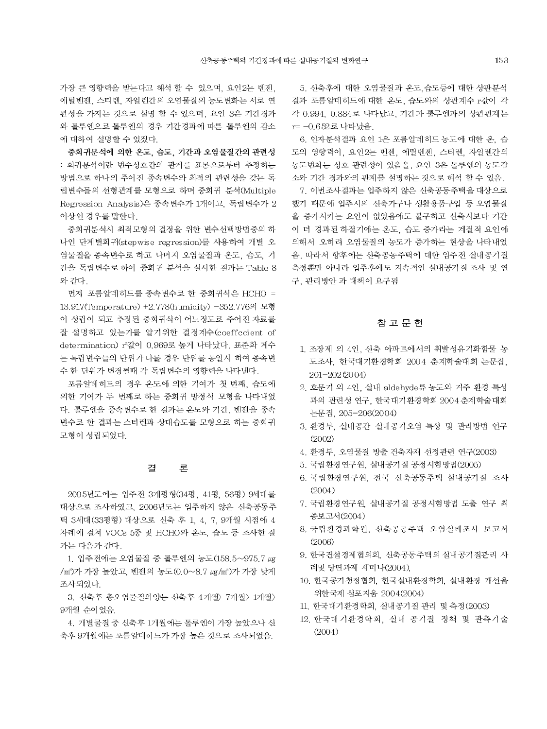가장 큰 영향력을 받는다고 해석 할 수 있으며, 요인2는 벤젠, 에틸벤젠, 스티렌, 자일렌간의 오염물질의 농도변화는 서로 연관성을 가지는 것으로 설명 할 수 있으며, 요인 3은 기간경과와 톨루엔으로 톨루엔의 경우 기간경과에 따른 톨루엔의 감소에 대하여 설명할 수 있겠다.

**중회귀분석에 의한 온도, 습도, 기간과 오염물질간의 관련성** : 회귀분석이란 변수상호간의 관계를 표본으로부터 추정하는 방법으로 하나의 주어진 종속변수와 최적의 관련성을 갖는 독립변수들의 선형관계를 모형으로 하며 중회귀 분석(Multiple Regression Analysis)은 종속변수가 1개이고, 독립변수가 2 이상인 경우를 말한다.

중회귀분석시 최적모형의 결정을 위한 변수선택방법중의 하나인 단계별회귀(stepwise regression)를 사용하여 개별 오염물질을 종속변수로 하고 나머지 오염물질과 온도, 습도, 기간을 독립변수로 하여 중회귀 분석을 실시한 결과는 Table 8와 같다.

먼저 포름알데히드를 종속변수로 한 중회귀식은 HCHO = 13.917(Temperature) +2.778(humidity) −352.776의 모형이 성립이 되고 추정된 중회귀식이 어느정도로 주어진 자료를 잘 설명하고 있는가를 알기위한 결정계수(coeffcient of determination) $r^2$값이 0.969로 높게 나타났다. 표준화 계수는 독립변수들의 단위가 다를 경우 단위를 동일시 하여 종속변수 한 단위가 변경될때 각 독립변수의 영향력을 나타낸다.

포름알데히드의 경우 온도에 의한 기여가 첫 번째, 습도에 의한 기여가 두 번째로 하는 중회귀 방정식 모형을 나타내었다. 톨루엔을 종속변수로 한 결과는 온도와 기간, 벤젠을 종속변수로 한 결과는 스티렌과 상대습도를 모형으로 하는 중회귀 모형이 성립되었다.

## 결 론

2005년도에는 입주전 3개평형(34평, 41평, 56평) 9세대를 대상으로 조사하였고, 2006년도는 입주하지 않은 신축공동주택 3세대(33평형) 대상으로 신축 후 1, 4, 7, 9개월 시점에 4차례에 걸쳐 VOCs 5종 및 HCHO와 온도, 습도 등 조사한 결과는 다음과 같다.

1. 입주전에는 오염물질 중 톨루엔의 농도(158.5∼975.7 ㎍/㎥)가 가장 높았고, 벤젠의 농도(0.0∼8.7 ㎍/㎥)가 가장 낮게 조사되었다.

3. 신축후 총오염물질의양는 신축후 4개월> 7개월> 1개월> 9개월 순이었음.

4. 개별물질 중 신축후 1개월에는 톨루엔이 가장 높았으나 신축후 9개월에는 포름알데히드가 가장 높은 것으로 조사되었음.

5. 신축후에 대한 오염물질과 온도,습도등에 대한 상관분석 결과 포름알데히드에 대한 온도, 습도와의 상관계수 r값이 각각 0.994, 0.884로 나타났고, 기간과 톨루엔과의 상관관계는 r= −0.652로 나타났음.

6. 인자분석결과 요인 1은 포름알데히드 농도에 대한 온, 습도의 영향력이, 요인2는 벤젠, 에틸벤젠, 스티렌, 자일렌간의 농도변화는 상호 관련성이 있음을, 요인 3은 톨루엔의 농도감소와 기간 경과와의 관계를 설명하는 것으로 해석 할 수 있음.

7. 이번조사결과는 입주하지 않은 신축공동주택을 대상으로 했기 때문에 입주시의 신축가구나 생활용품구입 등 오염물질을 증가시키는 요인이 없었음에도 불구하고 신축시보다 기간이 더 경과된 하절기에는 온도, 습도 증가라는 계절적 요인에 의해서 오히려 오염물질의 농도가 증가하는 현상을 나타내었음. 따라서 향후에는 신축공동주택에 대한 입주전 실내공기질 측정뿐만 아니라 입주후에도 지속적인 실내공기질 조사 및 연구, 관리방안 과 대책이 요구됨

## 참 고 문 헌

1. 조장제 외 4인, 신축 아파트에서의 휘발성유기화합물 농도조사, 한국대기환경학회 2004 춘계학술대회 논문집, 201−202(2004)
2. 호문기 외 4인, 실내 aldehyde류 농도와 거주 환경 특성과의 관련성 연구, 한국대기환경학회 2004 춘계학술대회 논문집, 205−206(2004)
3. 환경부, 실내공간 실내공기오염 특성 및 관리방법 연구(2002)
4. 환경부, 오염물질 방출 건축자재 선정관련 연구(2003)
5. 국립환경연구원, 실내공기질 공정시험방법(2005)
6. 국립환경연구원, 전국 신축공동주택 실내공기질 조사(2004)
7. 국립환경연구원, 실내공기질 공정시험방법 도출 연구 최종보고서(2004)
8. 국립환경과학원, 신축공동주택 오염실태조사 보고서(2006)
9. 한국건설경제협의회, 신축공동주택의 실내공기질관리 사례및 당면과제 세미나(2004),
10. 한국공기청정협회, 한국실내환경학회, 실내환경 개선을 위한국제 심포지움 2004(2004)
11. 한국대기환경학회, 실내공기질 관리 및 측정(2003)
12. 한국대기환경학회, 실내 공기질 정책 및 관측기술(2004)